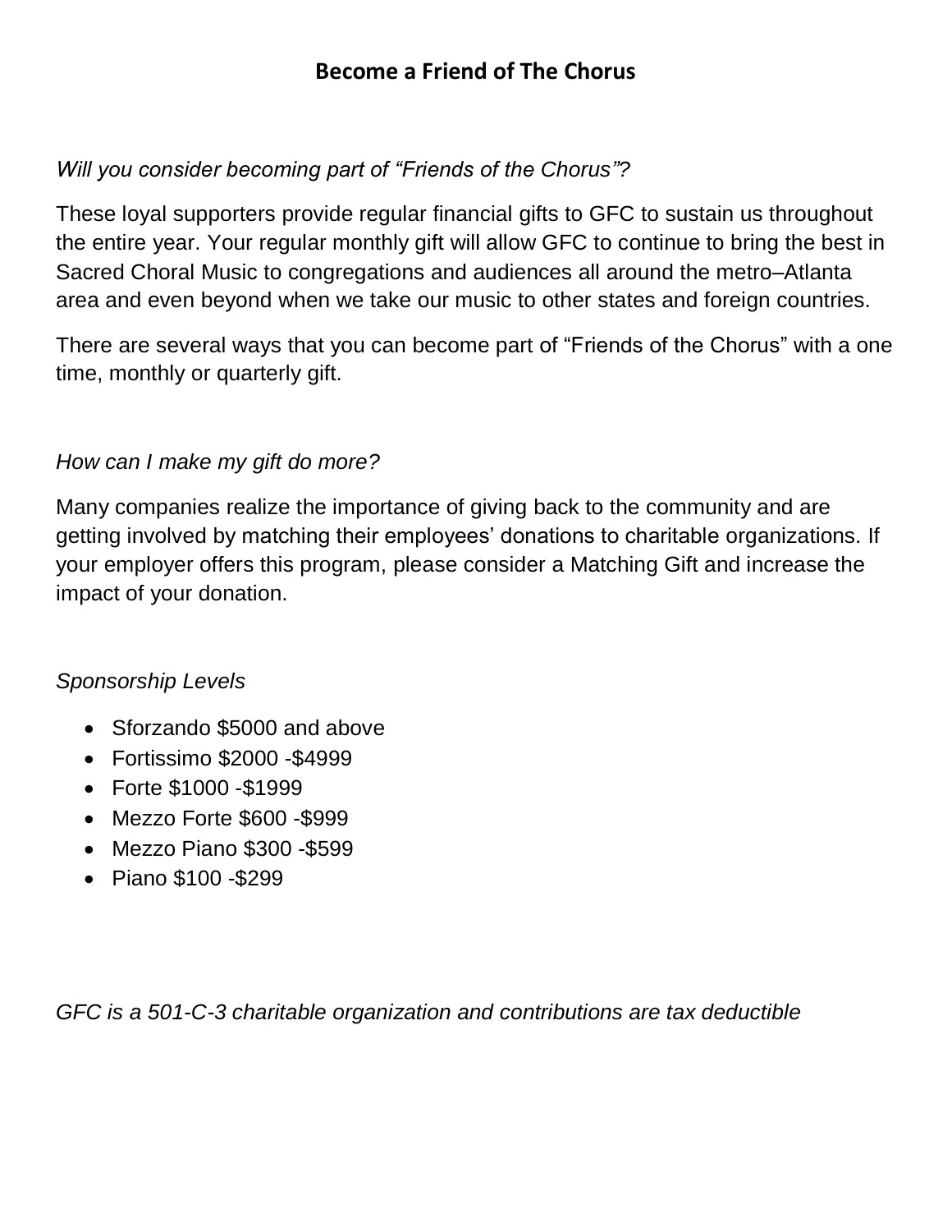# Become a Friend of The Chorus

*Will you consider becoming part of "Friends of the Chorus"?*

These loyal supporters provide regular financial gifts to GFC to sustain us throughout the entire year. Your regular monthly gift will allow GFC to continue to bring the best in Sacred Choral Music to congregations and audiences all around the metro–Atlanta area and even beyond when we take our music to other states and foreign countries.

There are several ways that you can become part of "Friends of the Chorus" with a one time, monthly or quarterly gift.

*How can I make my gift do more?*

Many companies realize the importance of giving back to the community and are getting involved by matching their employees' donations to charitable organizations. If your employer offers this program, please consider a Matching Gift and increase the impact of your donation.

*Sponsorship Levels*

- Sforzando $5000 and above
- Fortissimo $2000 -$4999
- Forte $1000 -$1999
- Mezzo Forte $600 -$999
- Mezzo Piano $300 -$599
- Piano $100 -$299

*GFC is a 501-C-3 charitable organization and contributions are tax deductible*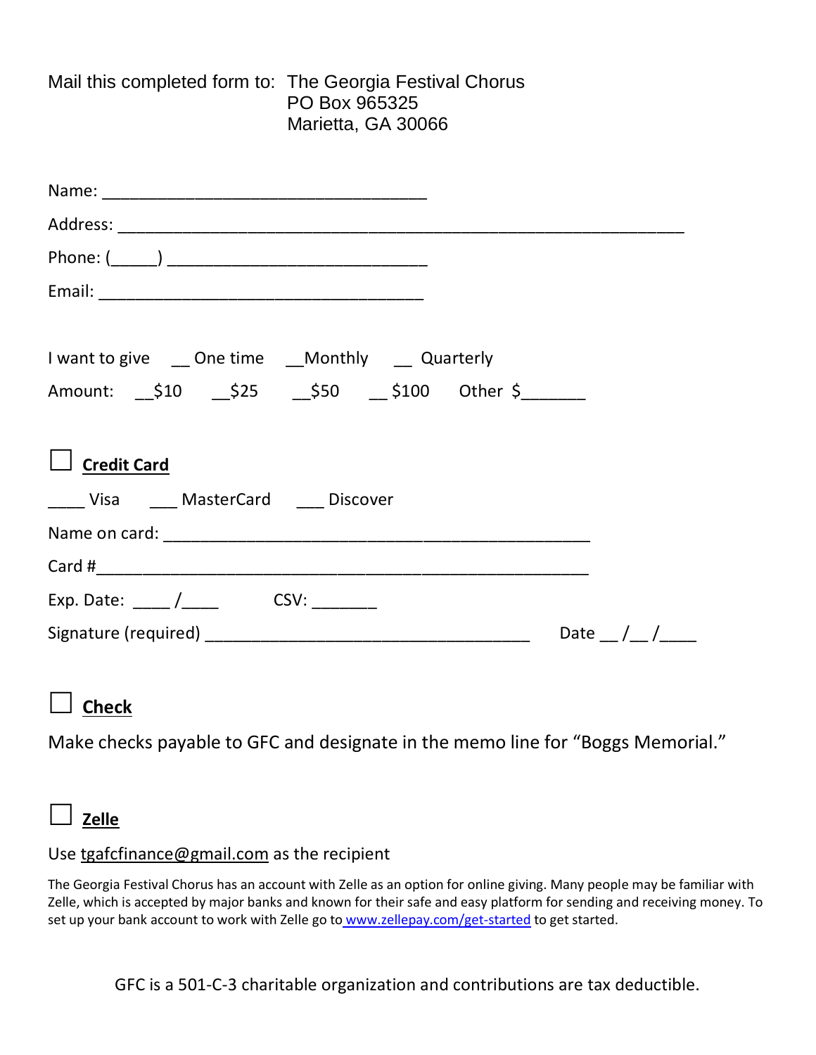Mail this completed form to: The Georgia Festival Chorus
PO Box 965325
Marietta, GA 30066

Name: ___________________________________

Address: ______________________________________________________________

Phone: (_____) ____________________________

Email: ___________________________________

I want to give __ One time __Monthly __ Quarterly

Amount: __$10 __$25 __$50 __ $100 Other $_______

☐ **Credit Card**

____ Visa ___ MasterCard ___ Discover

Name on card: _______________________________________________

Card #_____________________________________________________

Exp. Date: ____ /____ CSV: _______

Signature (required) ___________________________________ Date __ /__ /____

☐ **Check**

Make checks payable to GFC and designate in the memo line for "Boggs Memorial."

☐ **Zelle**

Use tgafcfinance@gmail.com as the recipient

The Georgia Festival Chorus has an account with Zelle as an option for online giving. Many people may be familiar with Zelle, which is accepted by major banks and known for their safe and easy platform for sending and receiving money. To set up your bank account to work with Zelle go to www.zellepay.com/get-started to get started.

GFC is a 501-C-3 charitable organization and contributions are tax deductible.